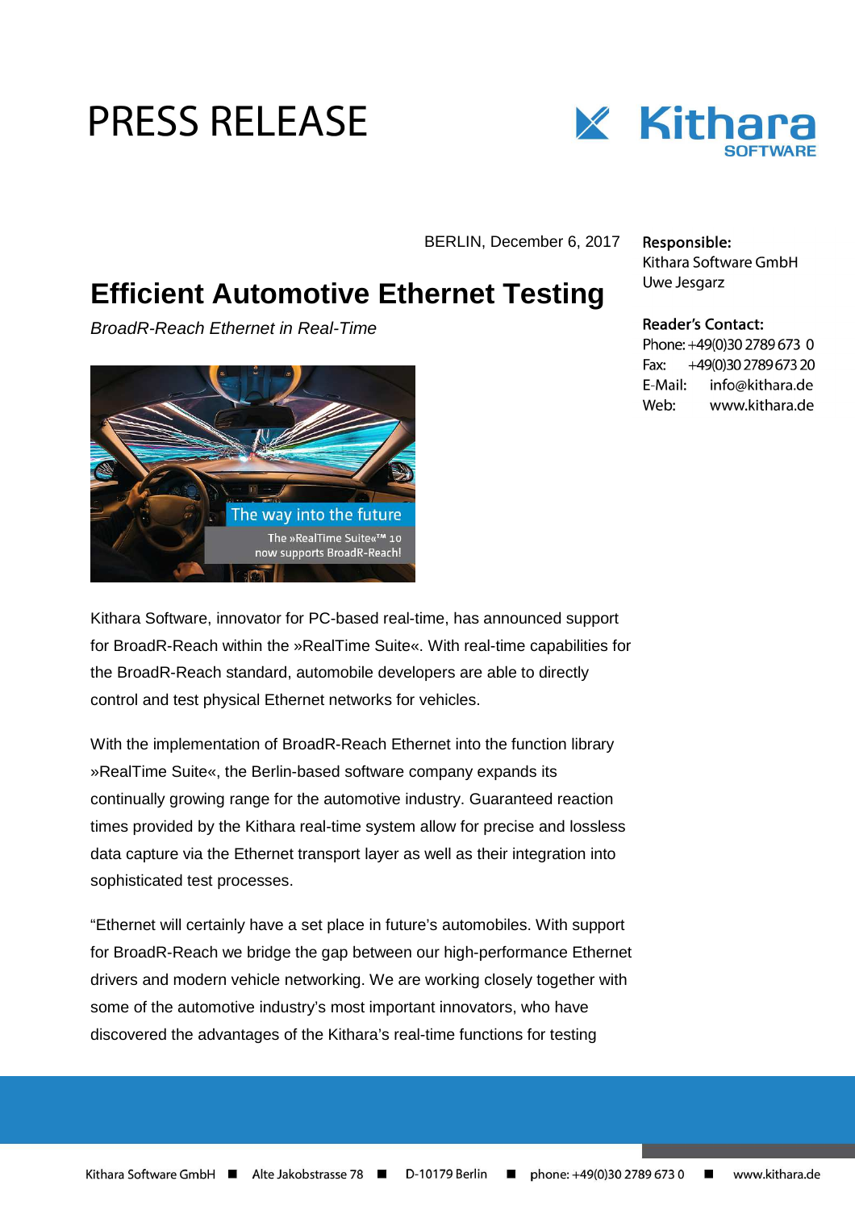# PRESS RELEASE

BERLIN, December 6, 2017

**Responsible:**
Kithara Software GmbH
Uwe Jesgarz

**Reader's Contact:**
Phone: +49(0)30 2789 673 0
Fax: +49(0)30 2789 673 20
E-Mail: info@kithara.de
Web: www.kithara.de

## Efficient Automotive Ethernet Testing

*BroadR-Reach Ethernet in Real-Time*

Kithara Software, innovator for PC-based real-time, has announced support for BroadR-Reach within the »RealTime Suite«. With real-time capabilities for the BroadR-Reach standard, automobile developers are able to directly control and test physical Ethernet networks for vehicles.

With the implementation of BroadR-Reach Ethernet into the function library »RealTime Suite«, the Berlin-based software company expands its continually growing range for the automotive industry. Guaranteed reaction times provided by the Kithara real-time system allow for precise and lossless data capture via the Ethernet transport layer as well as their integration into sophisticated test processes.

“Ethernet will certainly have a set place in future’s automobiles. With support for BroadR-Reach we bridge the gap between our high-performance Ethernet drivers and modern vehicle networking. We are working closely together with some of the automotive industry’s most important innovators, who have discovered the advantages of the Kithara’s real-time functions for testing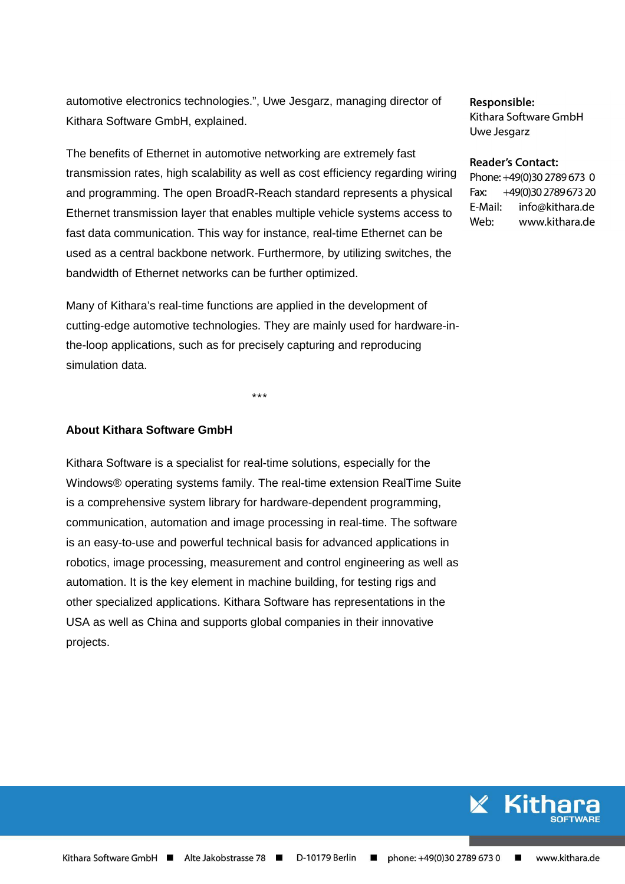automotive electronics technologies.", Uwe Jesgarz, managing director of Kithara Software GmbH, explained.

The benefits of Ethernet in automotive networking are extremely fast transmission rates, high scalability as well as cost efficiency regarding wiring and programming. The open BroadR-Reach standard represents a physical Ethernet transmission layer that enables multiple vehicle systems access to fast data communication. This way for instance, real-time Ethernet can be used as a central backbone network. Furthermore, by utilizing switches, the bandwidth of Ethernet networks can be further optimized.

Many of Kithara's real-time functions are applied in the development of cutting-edge automotive technologies. They are mainly used for hardware-in-the-loop applications, such as for precisely capturing and reproducing simulation data.

***

**About Kithara Software GmbH**

Kithara Software is a specialist for real-time solutions, especially for the Windows® operating systems family. The real-time extension RealTime Suite is a comprehensive system library for hardware-dependent programming, communication, automation and image processing in real-time. The software is an easy-to-use and powerful technical basis for advanced applications in robotics, image processing, measurement and control engineering as well as automation. It is the key element in machine building, for testing rigs and other specialized applications. Kithara Software has representations in the USA as well as China and supports global companies in their innovative projects.

**Responsible:**
Kithara Software GmbH
Uwe Jesgarz

**Reader's Contact:**
Phone: +49(0)30 2789 673 0
Fax: +49(0)30 2789 673 20
E-Mail: info@kithara.de
Web: www.kithara.de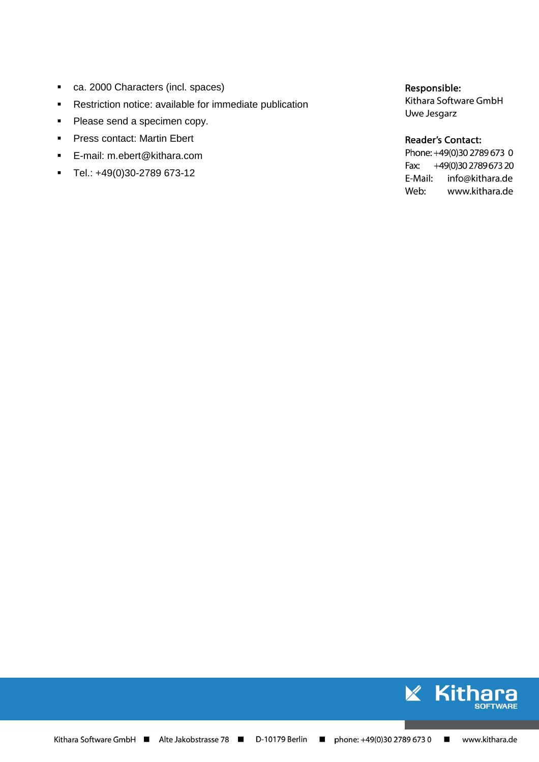- ca. 2000 Characters (incl. spaces)
- Restriction notice: available for immediate publication
- Please send a specimen copy.
- Press contact: Martin Ebert
- E-mail: m.ebert@kithara.com
- Tel.: +49(0)30-2789 673-12

**Responsible:**
Kithara Software GmbH
Uwe Jesgarz

**Reader's Contact:**
Phone: +49(0)30 2789 673 0
Fax: +49(0)30 2789 673 20
E-Mail: info@kithara.de
Web: www.kithara.de